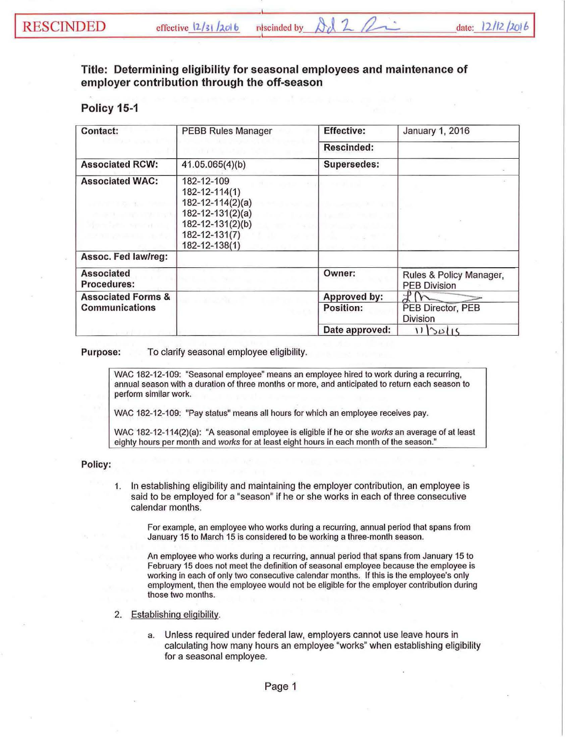RESCINDED effective 12/31/2016 rescinded by [signature] date: 12/12/2016

## Title: Determining eligibility for seasonal employees and maintenance of employer contribution through the off-season

## Policy 15-1

| Contact: | PEBB Rules Manager | Effective: | January 1, 2016 |
|---|---|---|---|
| | | Rescinded: | |
| Associated RCW: | 41.05.065(4)(b) | Supersedes: | |
| Associated WAC: | 182-12-109<br>182-12-114(1)<br>182-12-114(2)(a)<br>182-12-131(2)(a)<br>182-12-131(2)(b)<br>182-12-131(7)<br>182-12-138(1) | | |
| Assoc. Fed law/reg: | | | |
| Associated Procedures: | | Owner: | Rules & Policy Manager, PEB Division |
| Associated Forms & Communications | | Approved by: | [signature] |
| | | Position: | PEB Director, PEB Division |
| | | Date approved: | 11/30/15 |

**Purpose:** To clarify seasonal employee eligibility.

> WAC 182-12-109: "Seasonal employee" means an employee hired to work during a recurring, annual season with a duration of three months or more, and anticipated to return each season to perform similar work.
>
> WAC 182-12-109: "Pay status" means all hours for which an employee receives pay.
>
> WAC 182-12-114(2)(a): "A seasonal employee is eligible if he or she *works* an average of at least eighty hours per month and *works* for at least eight hours in each month of the season."

**Policy:**

1. In establishing eligibility and maintaining the employer contribution, an employee is said to be employed for a "season" if he or she works in each of three consecutive calendar months.

   For example, an employee who works during a recurring, annual period that spans from January 15 to March 15 is considered to be working a three-month season.

   An employee who works during a recurring, annual period that spans from January 15 to February 15 does not meet the definition of seasonal employee because the employee is working in each of only two consecutive calendar months. If this is the employee's only employment, then the employee would not be eligible for the employer contribution during those two months.

2. <u>Establishing eligibility</u>.

   a. Unless required under federal law, employers cannot use leave hours in calculating how many hours an employee "works" when establishing eligibility for a seasonal employee.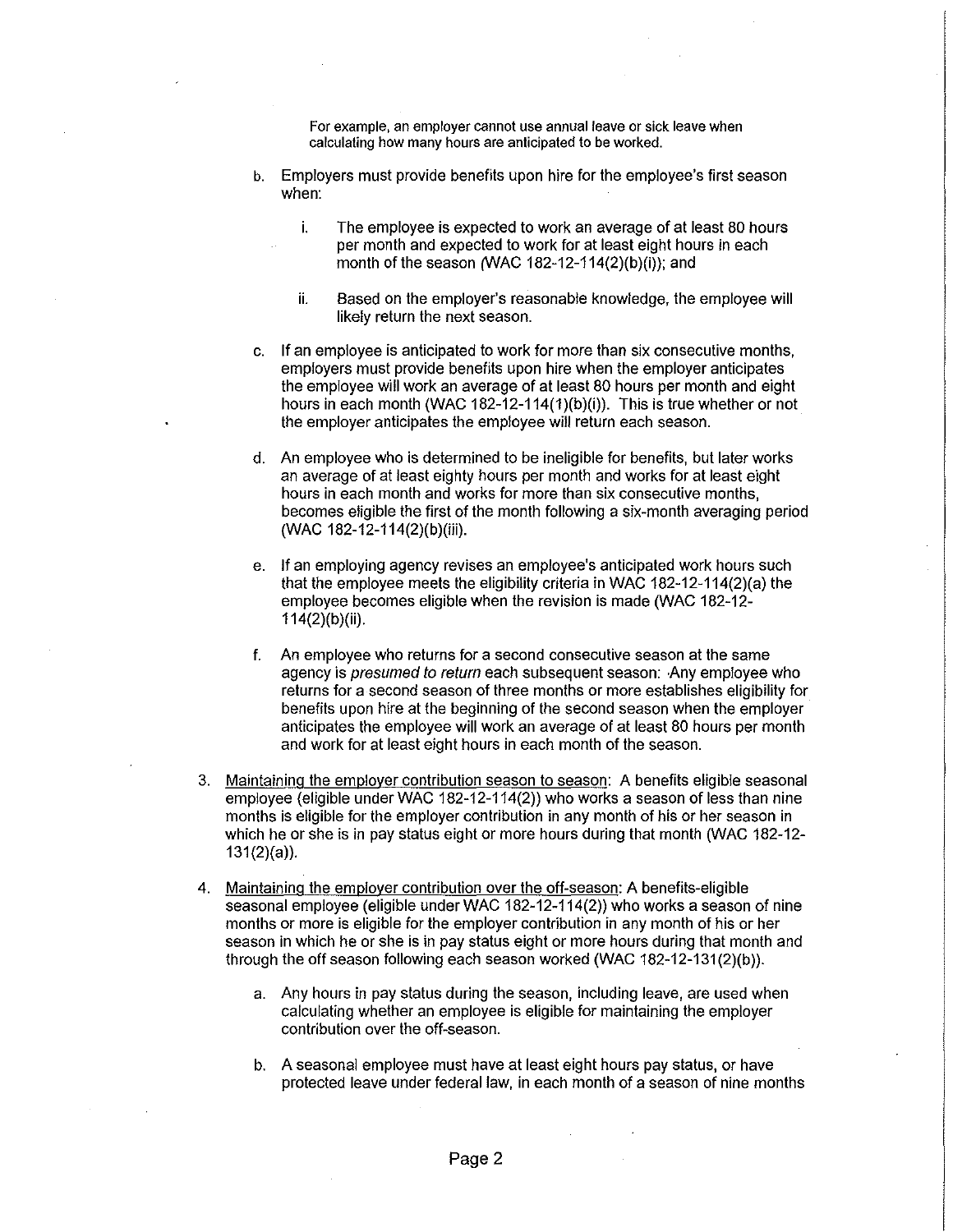For example, an employer cannot use annual leave or sick leave when calculating how many hours are anticipated to be worked.

b. Employers must provide benefits upon hire for the employee's first season when:

   i. The employee is expected to work an average of at least 80 hours per month and expected to work for at least eight hours in each month of the season (WAC 182-12-114(2)(b)(i)); and

   ii. Based on the employer's reasonable knowledge, the employee will likely return the next season.

c. If an employee is anticipated to work for more than six consecutive months, employers must provide benefits upon hire when the employer anticipates the employee will work an average of at least 80 hours per month and eight hours in each month (WAC 182-12-114(1)(b)(i)). This is true whether or not the employer anticipates the employee will return each season.

d. An employee who is determined to be ineligible for benefits, but later works an average of at least eighty hours per month and works for at least eight hours in each month and works for more than six consecutive months, becomes eligible the first of the month following a six-month averaging period (WAC 182-12-114(2)(b)(iii).

e. If an employing agency revises an employee's anticipated work hours such that the employee meets the eligibility criteria in WAC 182-12-114(2)(a) the employee becomes eligible when the revision is made (WAC 182-12-114(2)(b)(ii).

f. An employee who returns for a second consecutive season at the same agency is *presumed to return* each subsequent season: Any employee who returns for a second season of three months or more establishes eligibility for benefits upon hire at the beginning of the second season when the employer anticipates the employee will work an average of at least 80 hours per month and work for at least eight hours in each month of the season.

3. <u>Maintaining the employer contribution season to season</u>: A benefits eligible seasonal employee (eligible under WAC 182-12-114(2)) who works a season of less than nine months is eligible for the employer contribution in any month of his or her season in which he or she is in pay status eight or more hours during that month (WAC 182-12-131(2)(a)).

4. <u>Maintaining the employer contribution over the off-season</u>: A benefits-eligible seasonal employee (eligible under WAC 182-12-114(2)) who works a season of nine months or more is eligible for the employer contribution in any month of his or her season in which he or she is in pay status eight or more hours during that month and through the off season following each season worked (WAC 182-12-131(2)(b)).

   a. Any hours in pay status during the season, including leave, are used when calculating whether an employee is eligible for maintaining the employer contribution over the off-season.

   b. A seasonal employee must have at least eight hours pay status, or have protected leave under federal law, in each month of a season of nine months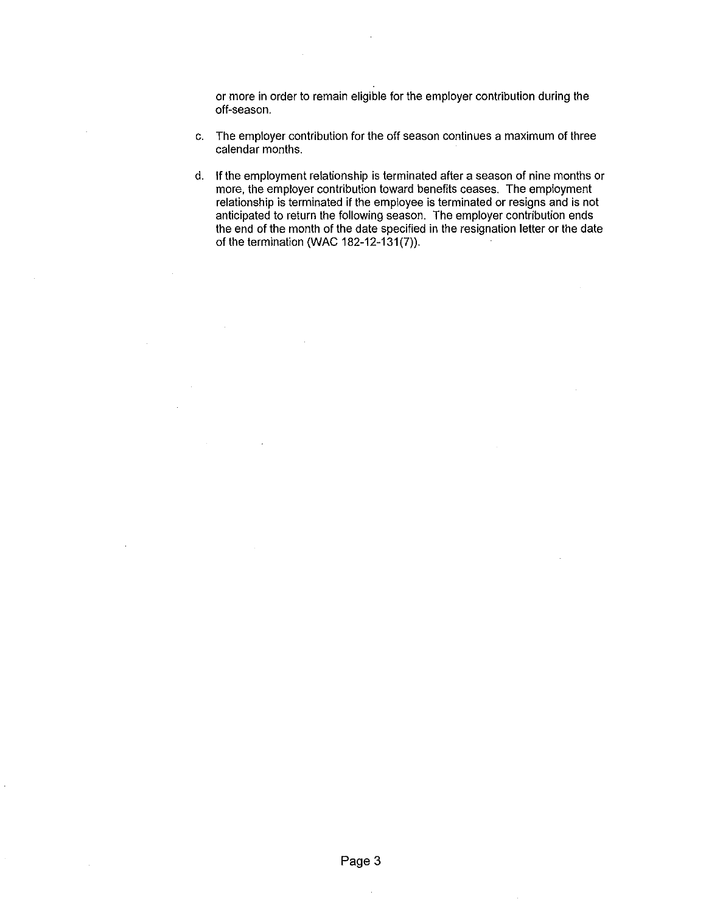or more in order to remain eligible for the employer contribution during the off-season.

c. The employer contribution for the off season continues a maximum of three calendar months.

d. If the employment relationship is terminated after a season of nine months or more, the employer contribution toward benefits ceases. The employment relationship is terminated if the employee is terminated or resigns and is not anticipated to return the following season. The employer contribution ends the end of the month of the date specified in the resignation letter or the date of the termination (WAC 182-12-131(7)).